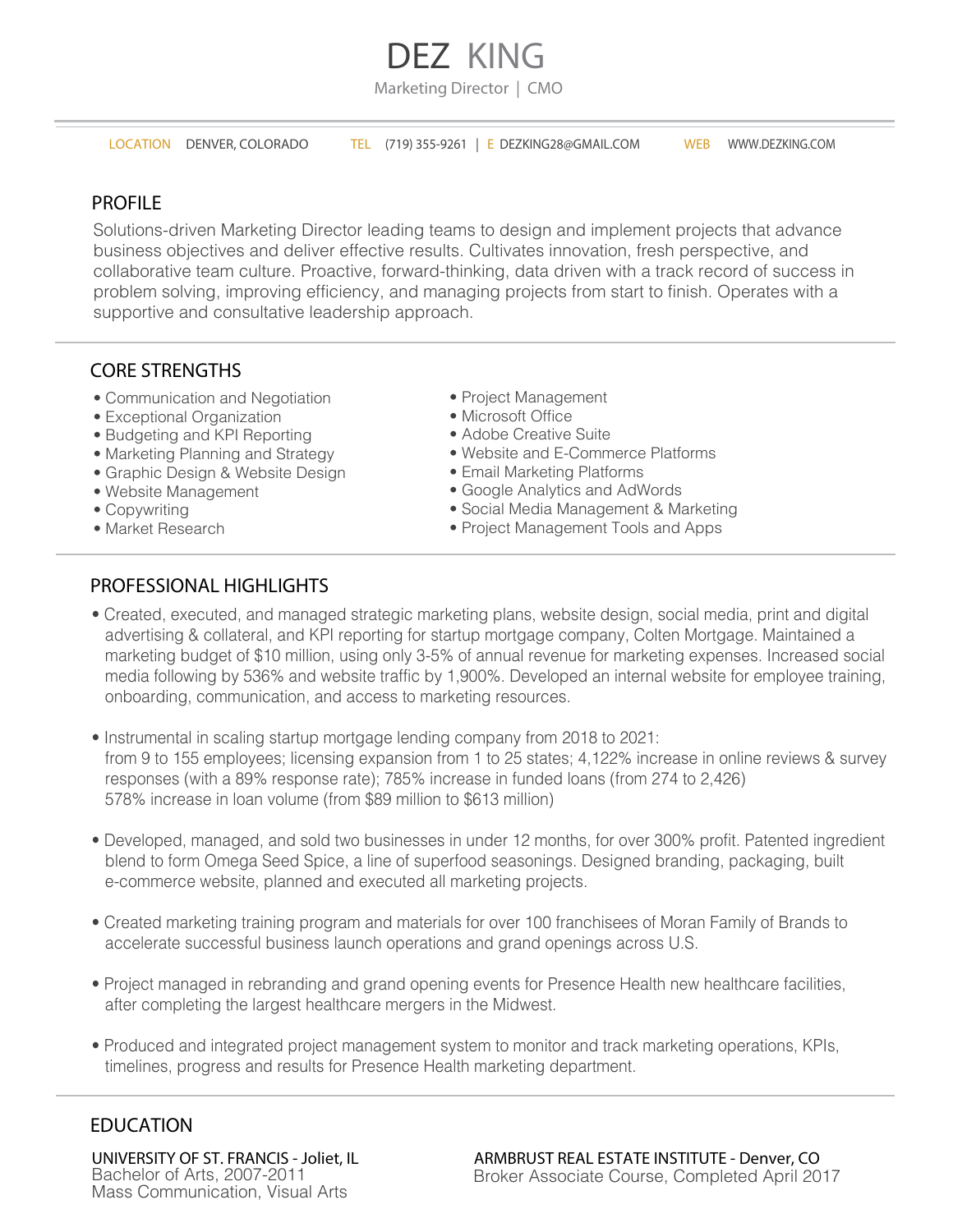# DEZ KING

Marketing Director | CMO

LOCATION DENVER, COLORADO  TEL (719) 355-9261 | E DEZKING28@GMAIL.COM  WEB WWW.DEZKING.COM

## PROFILE

Solutions-driven Marketing Director leading teams to design and implement projects that advance business objectives and deliver effective results. Cultivates innovation, fresh perspective, and collaborative team culture. Proactive, forward-thinking, data driven with a track record of success in problem solving, improving efficiency, and managing projects from start to finish. Operates with a supportive and consultative leadership approach.

## CORE STRENGTHS

- Communication and Negotiation
- Exceptional Organization
- Budgeting and KPI Reporting
- Marketing Planning and Strategy
- Graphic Design & Website Design
- Website Management
- Copywriting
- Market Research
- Project Management
- Microsoft Office
- Adobe Creative Suite
- Website and E-Commerce Platforms
- Email Marketing Platforms
- Google Analytics and AdWords
- Social Media Management & Marketing
- Project Management Tools and Apps

## PROFESSIONAL HIGHLIGHTS

- Created, executed, and managed strategic marketing plans, website design, social media, print and digital advertising & collateral, and KPI reporting for startup mortgage company, Colten Mortgage. Maintained a marketing budget of $10 million, using only 3-5% of annual revenue for marketing expenses. Increased social media following by 536% and website traffic by 1,900%. Developed an internal website for employee training, onboarding, communication, and access to marketing resources.

- Instrumental in scaling startup mortgage lending company from 2018 to 2021:
  from 9 to 155 employees; licensing expansion from 1 to 25 states; 4,122% increase in online reviews & survey responses (with a 89% response rate); 785% increase in funded loans (from 274 to 2,426)
  578% increase in loan volume (from $89 million to $613 million)

- Developed, managed, and sold two businesses in under 12 months, for over 300% profit. Patented ingredient blend to form Omega Seed Spice, a line of superfood seasonings. Designed branding, packaging, built e-commerce website, planned and executed all marketing projects.

- Created marketing training program and materials for over 100 franchisees of Moran Family of Brands to accelerate successful business launch operations and grand openings across U.S.

- Project managed in rebranding and grand opening events for Presence Health new healthcare facilities, after completing the largest healthcare mergers in the Midwest.

- Produced and integrated project management system to monitor and track marketing operations, KPIs, timelines, progress and results for Presence Health marketing department.

## EDUCATION

**UNIVERSITY OF ST. FRANCIS - Joliet, IL**
Bachelor of Arts, 2007-2011
Mass Communication, Visual Arts

**ARMBRUST REAL ESTATE INSTITUTE - Denver, CO**
Broker Associate Course, Completed April 2017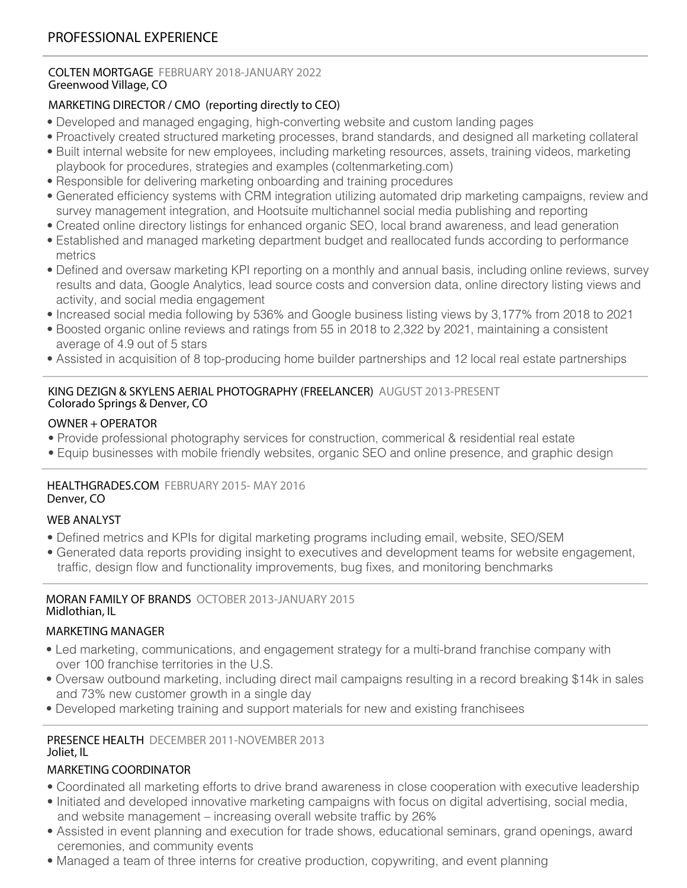## PROFESSIONAL EXPERIENCE

### COLTEN MORTGAGE FEBRUARY 2018-JANUARY 2022
Greenwood Village, CO

**MARKETING DIRECTOR / CMO (reporting directly to CEO)**

- Developed and managed engaging, high-converting website and custom landing pages
- Proactively created structured marketing processes, brand standards, and designed all marketing collateral
- Built internal website for new employees, including marketing resources, assets, training videos, marketing playbook for procedures, strategies and examples (coltenmarketing.com)
- Responsible for delivering marketing onboarding and training procedures
- Generated efficiency systems with CRM integration utilizing automated drip marketing campaigns, review and survey management integration, and Hootsuite multichannel social media publishing and reporting
- Created online directory listings for enhanced organic SEO, local brand awareness, and lead generation
- Established and managed marketing department budget and reallocated funds according to performance metrics
- Defined and oversaw marketing KPI reporting on a monthly and annual basis, including online reviews, survey results and data, Google Analytics, lead source costs and conversion data, online directory listing views and activity, and social media engagement
- Increased social media following by 536% and Google business listing views by 3,177% from 2018 to 2021
- Boosted organic online reviews and ratings from 55 in 2018 to 2,322 by 2021, maintaining a consistent average of 4.9 out of 5 stars
- Assisted in acquisition of 8 top-producing home builder partnerships and 12 local real estate partnerships

### KING DEZIGN & SKYLENS AERIAL PHOTOGRAPHY (FREELANCER) AUGUST 2013-PRESENT
Colorado Springs & Denver, CO

**OWNER + OPERATOR**

- Provide professional photography services for construction, commerical & residential real estate
- Equip businesses with mobile friendly websites, organic SEO and online presence, and graphic design

### HEALTHGRADES.COM FEBRUARY 2015- MAY 2016
Denver, CO

**WEB ANALYST**

- Defined metrics and KPIs for digital marketing programs including email, website, SEO/SEM
- Generated data reports providing insight to executives and development teams for website engagement, traffic, design flow and functionality improvements, bug fixes, and monitoring benchmarks

### MORAN FAMILY OF BRANDS OCTOBER 2013-JANUARY 2015
Midlothian, IL

**MARKETING MANAGER**

- Led marketing, communications, and engagement strategy for a multi-brand franchise company with over 100 franchise territories in the U.S.
- Oversaw outbound marketing, including direct mail campaigns resulting in a record breaking $14k in sales and 73% new customer growth in a single day
- Developed marketing training and support materials for new and existing franchisees

### PRESENCE HEALTH DECEMBER 2011-NOVEMBER 2013
Joliet, IL

**MARKETING COORDINATOR**

- Coordinated all marketing efforts to drive brand awareness in close cooperation with executive leadership
- Initiated and developed innovative marketing campaigns with focus on digital advertising, social media, and website management – increasing overall website traffic by 26%
- Assisted in event planning and execution for trade shows, educational seminars, grand openings, award ceremonies, and community events
- Managed a team of three interns for creative production, copywriting, and event planning